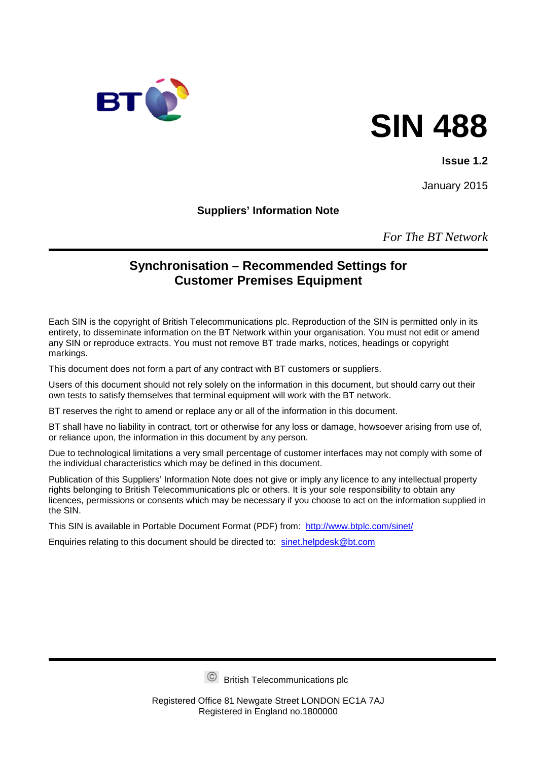# SIN 488

**Issue 1.2**

January 2015

**Suppliers' Information Note**

*For The BT Network*

## Synchronisation – Recommended Settings for Customer Premises Equipment

Each SIN is the copyright of British Telecommunications plc. Reproduction of the SIN is permitted only in its entirety, to disseminate information on the BT Network within your organisation. You must not edit or amend any SIN or reproduce extracts. You must not remove BT trade marks, notices, headings or copyright markings.

This document does not form a part of any contract with BT customers or suppliers.

Users of this document should not rely solely on the information in this document, but should carry out their own tests to satisfy themselves that terminal equipment will work with the BT network.

BT reserves the right to amend or replace any or all of the information in this document.

BT shall have no liability in contract, tort or otherwise for any loss or damage, howsoever arising from use of, or reliance upon, the information in this document by any person.

Due to technological limitations a very small percentage of customer interfaces may not comply with some of the individual characteristics which may be defined in this document.

Publication of this Suppliers' Information Note does not give or imply any licence to any intellectual property rights belonging to British Telecommunications plc or others. It is your sole responsibility to obtain any licences, permissions or consents which may be necessary if you choose to act on the information supplied in the SIN.

This SIN is available in Portable Document Format (PDF) from: http://www.btplc.com/sinet/

Enquiries relating to this document should be directed to: sinet.helpdesk@bt.com

© British Telecommunications plc

Registered Office 81 Newgate Street LONDON EC1A 7AJ
Registered in England no.1800000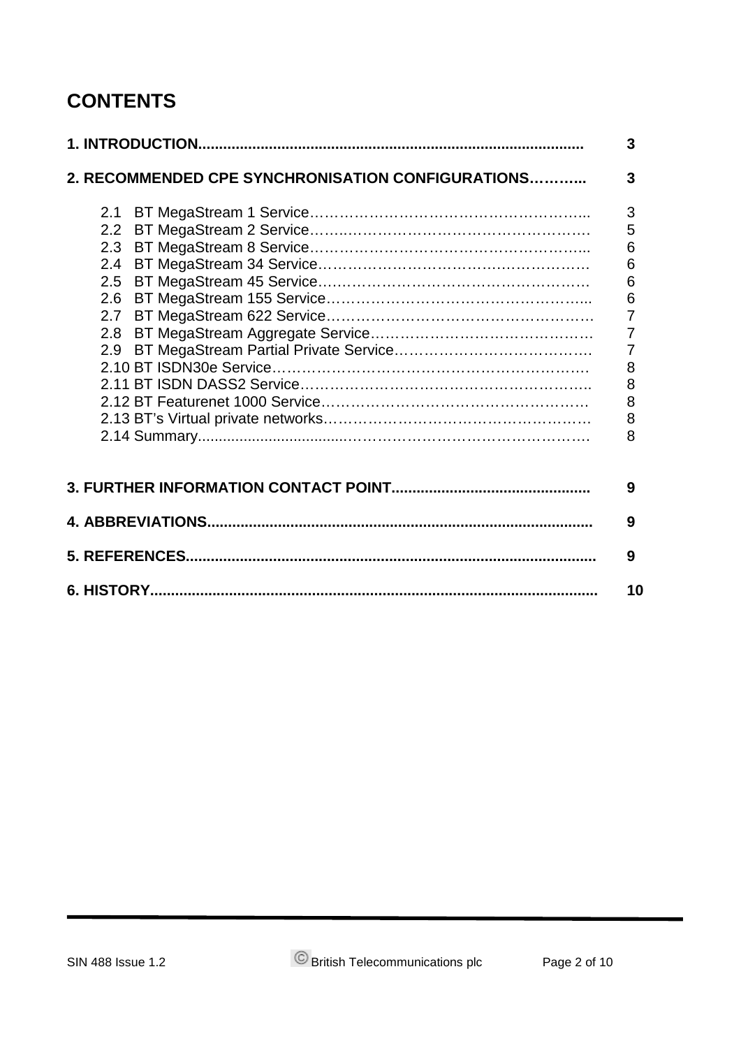# CONTENTS

| | |
|---|---|
| **1. INTRODUCTION** | **3** |
| **2. RECOMMENDED CPE SYNCHRONISATION CONFIGURATIONS** | **3** |
| 2.1 BT MegaStream 1 Service | 3 |
| 2.2 BT MegaStream 2 Service | 5 |
| 2.3 BT MegaStream 8 Service | 6 |
| 2.4 BT MegaStream 34 Service | 6 |
| 2.5 BT MegaStream 45 Service | 6 |
| 2.6 BT MegaStream 155 Service | 6 |
| 2.7 BT MegaStream 622 Service | 7 |
| 2.8 BT MegaStream Aggregate Service | 7 |
| 2.9 BT MegaStream Partial Private Service | 7 |
| 2.10 BT ISDN30e Service | 8 |
| 2.11 BT ISDN DASS2 Service | 8 |
| 2.12 BT Featurenet 1000 Service | 8 |
| 2.13 BT's Virtual private networks | 8 |
| 2.14 Summary | 8 |
| **3. FURTHER INFORMATION CONTACT POINT** | **9** |
| **4. ABBREVIATIONS** | **9** |
| **5. REFERENCES** | **9** |
| **6. HISTORY** | **10** |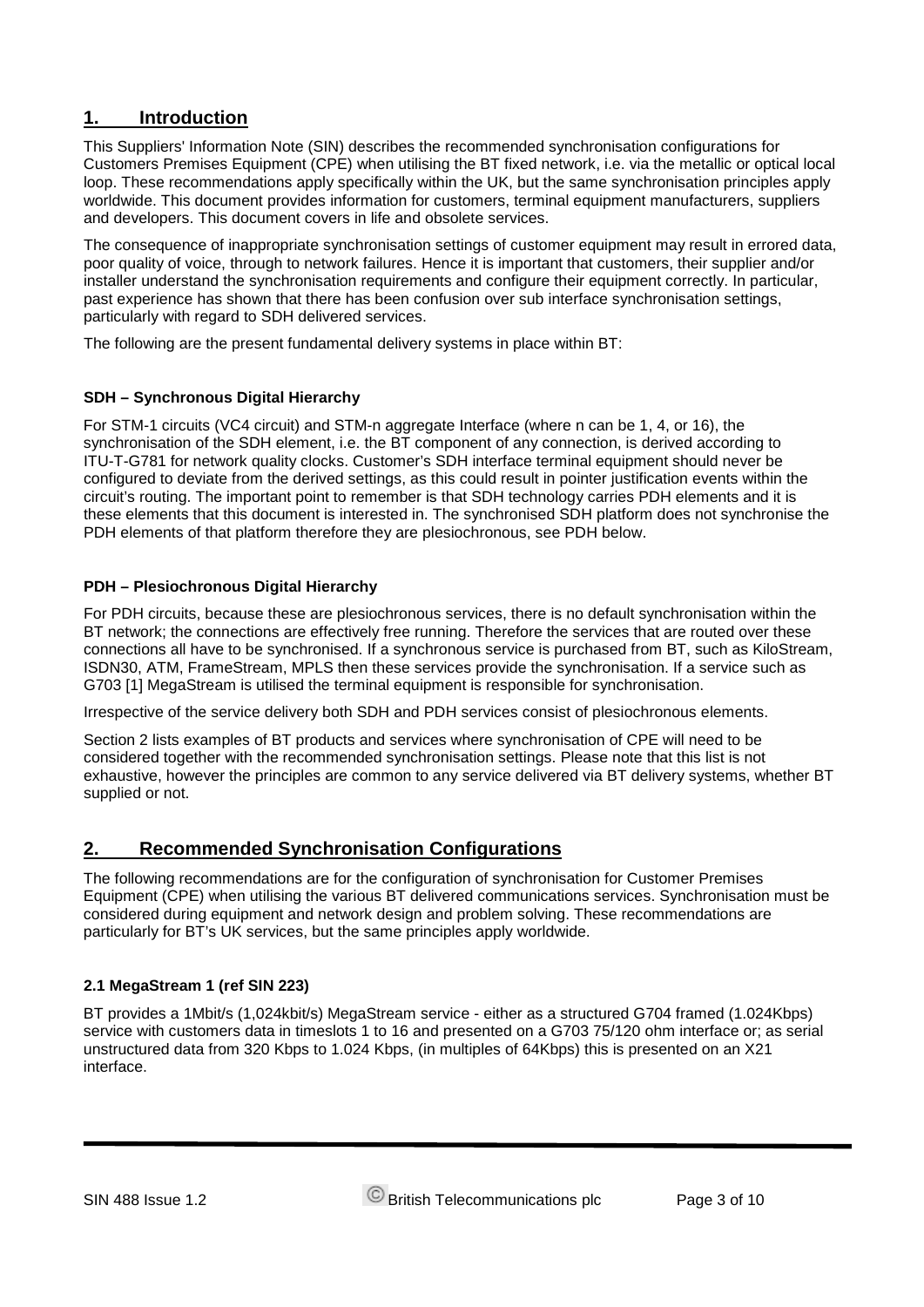## 1. Introduction

This Suppliers' Information Note (SIN) describes the recommended synchronisation configurations for Customers Premises Equipment (CPE) when utilising the BT fixed network, i.e. via the metallic or optical local loop. These recommendations apply specifically within the UK, but the same synchronisation principles apply worldwide. This document provides information for customers, terminal equipment manufacturers, suppliers and developers. This document covers in life and obsolete services.

The consequence of inappropriate synchronisation settings of customer equipment may result in errored data, poor quality of voice, through to network failures. Hence it is important that customers, their supplier and/or installer understand the synchronisation requirements and configure their equipment correctly. In particular, past experience has shown that there has been confusion over sub interface synchronisation settings, particularly with regard to SDH delivered services.

The following are the present fundamental delivery systems in place within BT:

**SDH – Synchronous Digital Hierarchy**

For STM-1 circuits (VC4 circuit) and STM-n aggregate Interface (where n can be 1, 4, or 16), the synchronisation of the SDH element, i.e. the BT component of any connection, is derived according to ITU-T-G781 for network quality clocks. Customer's SDH interface terminal equipment should never be configured to deviate from the derived settings, as this could result in pointer justification events within the circuit's routing. The important point to remember is that SDH technology carries PDH elements and it is these elements that this document is interested in. The synchronised SDH platform does not synchronise the PDH elements of that platform therefore they are plesiochronous, see PDH below.

**PDH – Plesiochronous Digital Hierarchy**

For PDH circuits, because these are plesiochronous services, there is no default synchronisation within the BT network; the connections are effectively free running. Therefore the services that are routed over these connections all have to be synchronised. If a synchronous service is purchased from BT, such as KiloStream, ISDN30, ATM, FrameStream, MPLS then these services provide the synchronisation. If a service such as G703 [1] MegaStream is utilised the terminal equipment is responsible for synchronisation.

Irrespective of the service delivery both SDH and PDH services consist of plesiochronous elements.

Section 2 lists examples of BT products and services where synchronisation of CPE will need to be considered together with the recommended synchronisation settings. Please note that this list is not exhaustive, however the principles are common to any service delivered via BT delivery systems, whether BT supplied or not.

## 2. Recommended Synchronisation Configurations

The following recommendations are for the configuration of synchronisation for Customer Premises Equipment (CPE) when utilising the various BT delivered communications services. Synchronisation must be considered during equipment and network design and problem solving. These recommendations are particularly for BT's UK services, but the same principles apply worldwide.

### 2.1 MegaStream 1 (ref SIN 223)

BT provides a 1Mbit/s (1,024kbit/s) MegaStream service - either as a structured G704 framed (1.024Kbps) service with customers data in timeslots 1 to 16 and presented on a G703 75/120 ohm interface or; as serial unstructured data from 320 Kbps to 1.024 Kbps, (in multiples of 64Kbps) this is presented on an X21 interface.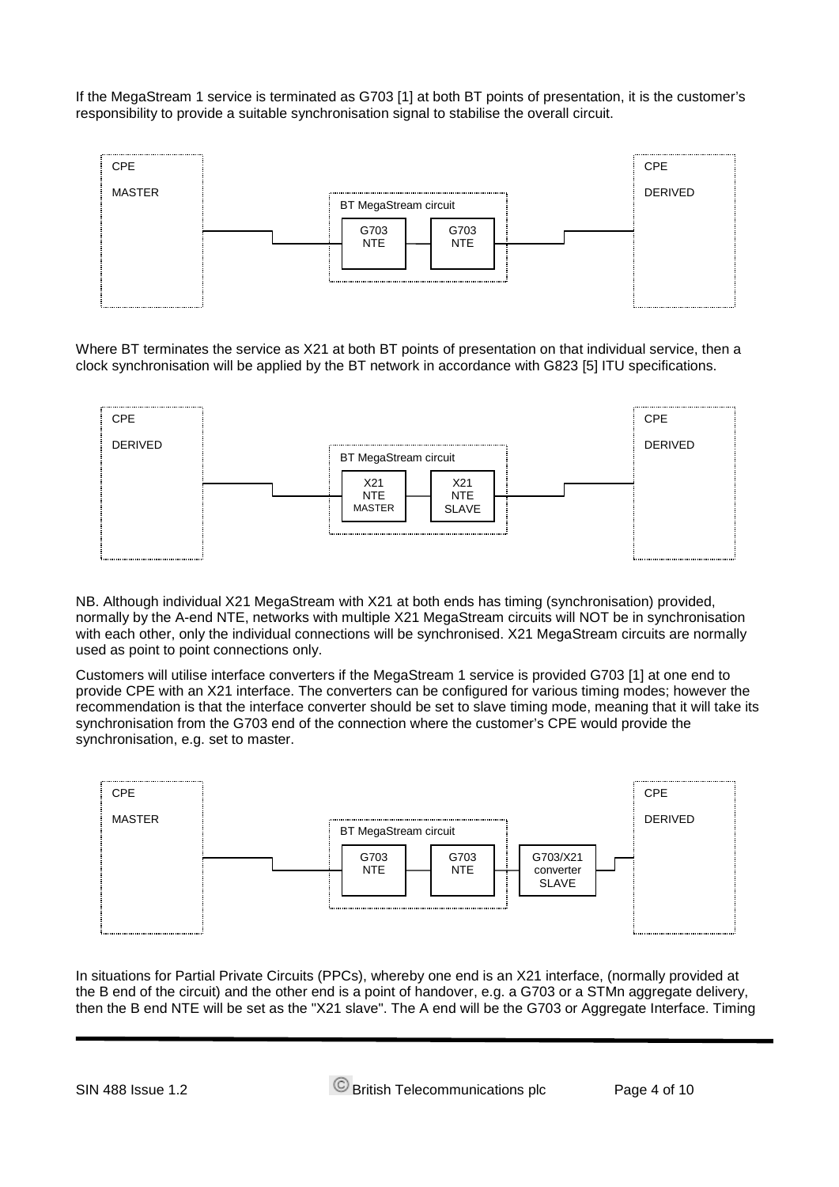If the MegaStream 1 service is terminated as G703 [1] at both BT points of presentation, it is the customer's responsibility to provide a suitable synchronisation signal to stabilise the overall circuit.

CPE MASTER — BT MegaStream circuit (G703 NTE — G703 NTE) — CPE DERIVED

Where BT terminates the service as X21 at both BT points of presentation on that individual service, then a clock synchronisation will be applied by the BT network in accordance with G823 [5] ITU specifications.

CPE DERIVED — BT MegaStream circuit (X21 NTE MASTER — X21 NTE SLAVE) — CPE DERIVED

NB. Although individual X21 MegaStream with X21 at both ends has timing (synchronisation) provided, normally by the A-end NTE, networks with multiple X21 MegaStream circuits will NOT be in synchronisation with each other, only the individual connections will be synchronised. X21 MegaStream circuits are normally used as point to point connections only.

Customers will utilise interface converters if the MegaStream 1 service is provided G703 [1] at one end to provide CPE with an X21 interface. The converters can be configured for various timing modes; however the recommendation is that the interface converter should be set to slave timing mode, meaning that it will take its synchronisation from the G703 end of the connection where the customer's CPE would provide the synchronisation, e.g. set to master.

CPE MASTER — BT MegaStream circuit (G703 NTE — G703 NTE) — G703/X21 converter SLAVE — CPE DERIVED

In situations for Partial Private Circuits (PPCs), whereby one end is an X21 interface, (normally provided at the B end of the circuit) and the other end is a point of handover, e.g. a G703 or a STMn aggregate delivery, then the B end NTE will be set as the "X21 slave". The A end will be the G703 or Aggregate Interface. Timing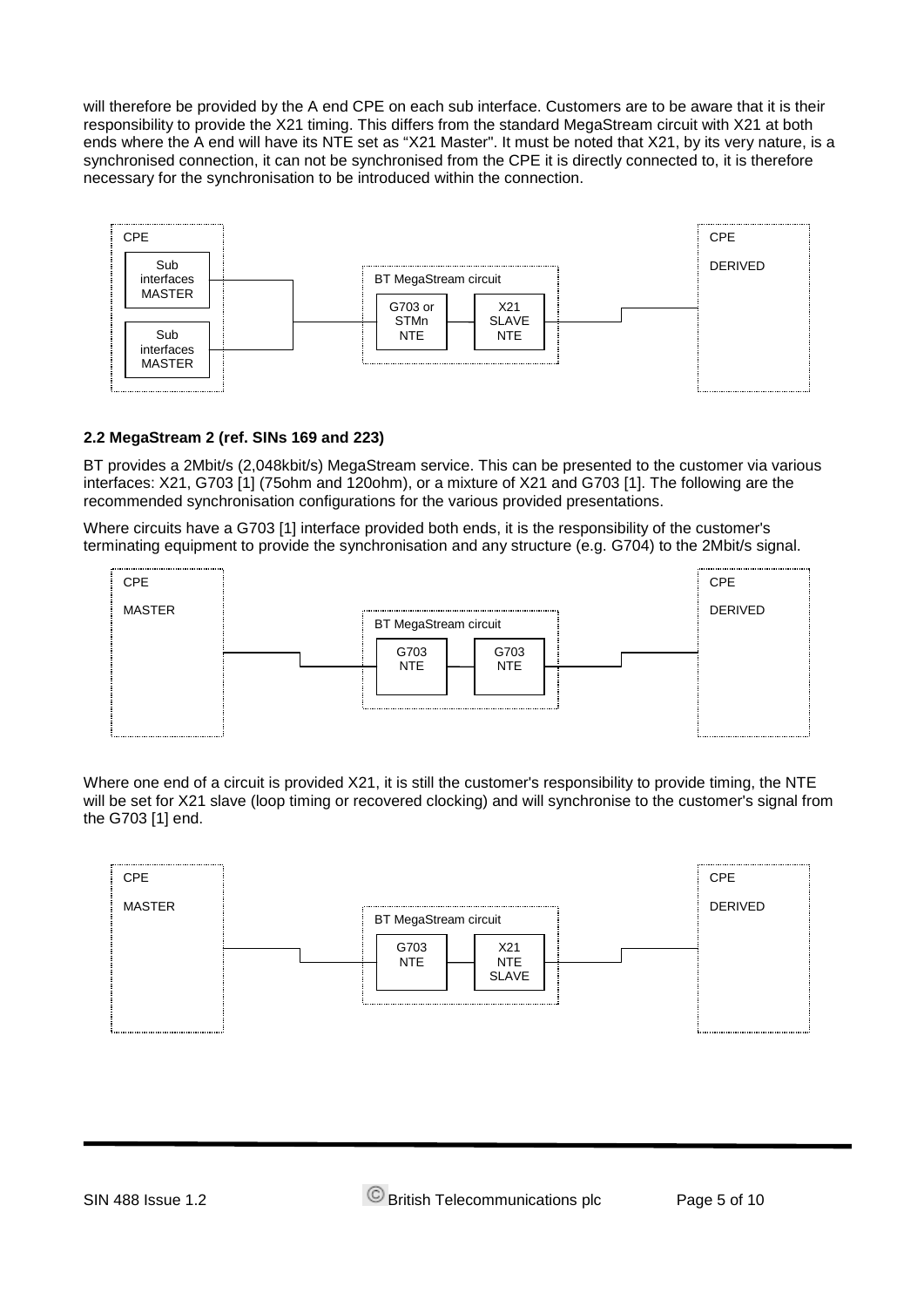will therefore be provided by the A end CPE on each sub interface. Customers are to be aware that it is their responsibility to provide the X21 timing. This differs from the standard MegaStream circuit with X21 at both ends where the A end will have its NTE set as "X21 Master". It must be noted that X21, by its very nature, is a synchronised connection, it can not be synchronised from the CPE it is directly connected to, it is therefore necessary for the synchronisation to be introduced within the connection.

CPE — Sub interfaces MASTER / Sub interfaces MASTER — BT MegaStream circuit: G703 or STMn NTE — X21 SLAVE NTE — CPE DERIVED

### 2.2 MegaStream 2 (ref. SINs 169 and 223)

BT provides a 2Mbit/s (2,048kbit/s) MegaStream service. This can be presented to the customer via various interfaces: X21, G703 [1] (75ohm and 120ohm), or a mixture of X21 and G703 [1]. The following are the recommended synchronisation configurations for the various provided presentations.

Where circuits have a G703 [1] interface provided both ends, it is the responsibility of the customer's terminating equipment to provide the synchronisation and any structure (e.g. G704) to the 2Mbit/s signal.

CPE MASTER — BT MegaStream circuit: G703 NTE — G703 NTE — CPE DERIVED

Where one end of a circuit is provided X21, it is still the customer's responsibility to provide timing, the NTE will be set for X21 slave (loop timing or recovered clocking) and will synchronise to the customer's signal from the G703 [1] end.

CPE MASTER — BT MegaStream circuit: G703 NTE — X21 NTE SLAVE — CPE DERIVED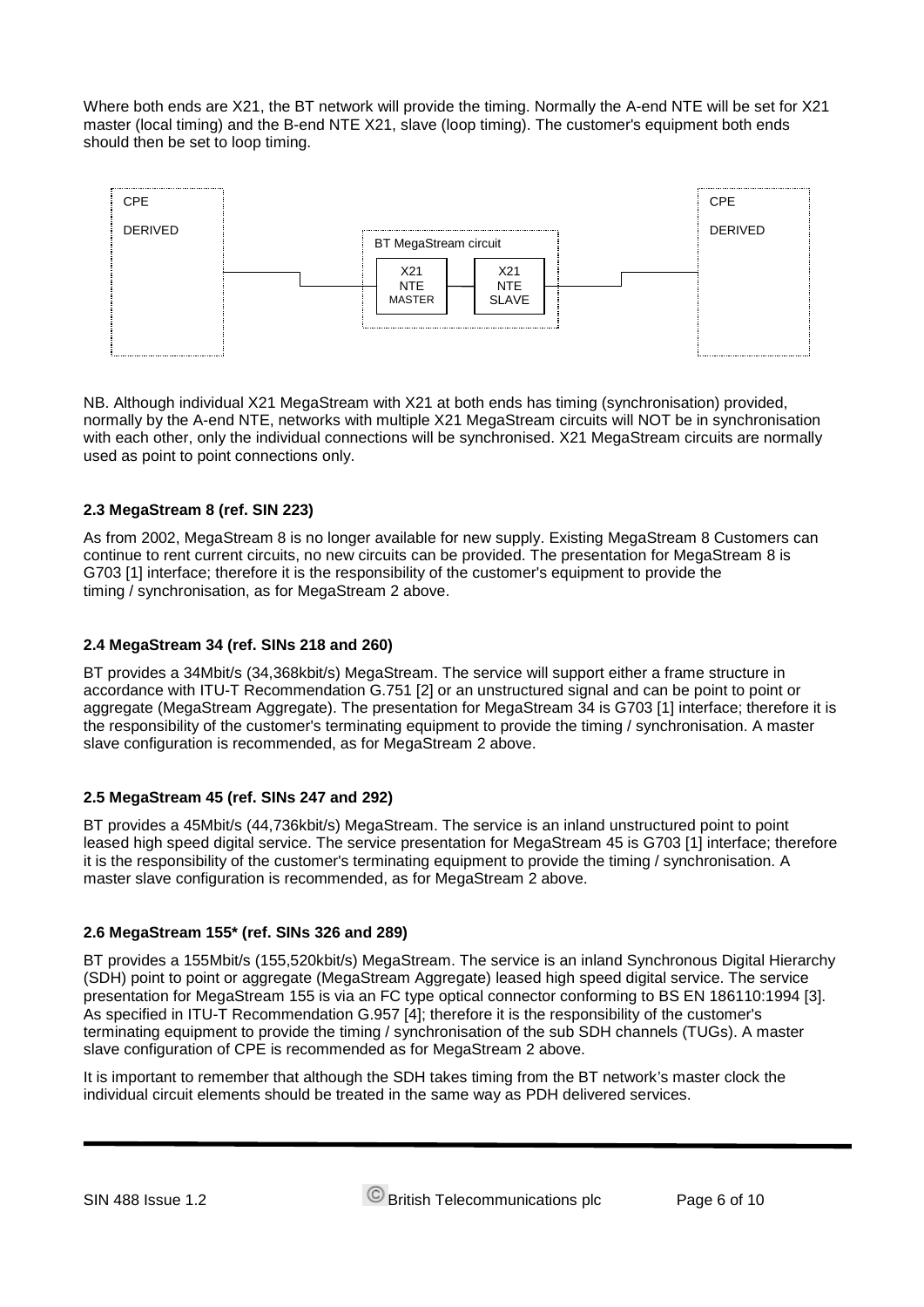Where both ends are X21, the BT network will provide the timing. Normally the A-end NTE will be set for X21 master (local timing) and the B-end NTE X21, slave (loop timing). The customer's equipment both ends should then be set to loop timing.

CPE DERIVED — BT MegaStream circuit (X21 NTE MASTER — X21 NTE SLAVE) — CPE DERIVED

NB. Although individual X21 MegaStream with X21 at both ends has timing (synchronisation) provided, normally by the A-end NTE, networks with multiple X21 MegaStream circuits will NOT be in synchronisation with each other, only the individual connections will be synchronised. X21 MegaStream circuits are normally used as point to point connections only.

### 2.3 MegaStream 8 (ref. SIN 223)

As from 2002, MegaStream 8 is no longer available for new supply. Existing MegaStream 8 Customers can continue to rent current circuits, no new circuits can be provided. The presentation for MegaStream 8 is G703 [1] interface; therefore it is the responsibility of the customer's equipment to provide the timing / synchronisation, as for MegaStream 2 above.

### 2.4 MegaStream 34 (ref. SINs 218 and 260)

BT provides a 34Mbit/s (34,368kbit/s) MegaStream. The service will support either a frame structure in accordance with ITU-T Recommendation G.751 [2] or an unstructured signal and can be point to point or aggregate (MegaStream Aggregate). The presentation for MegaStream 34 is G703 [1] interface; therefore it is the responsibility of the customer's terminating equipment to provide the timing / synchronisation. A master slave configuration is recommended, as for MegaStream 2 above.

### 2.5 MegaStream 45 (ref. SINs 247 and 292)

BT provides a 45Mbit/s (44,736kbit/s) MegaStream. The service is an inland unstructured point to point leased high speed digital service. The service presentation for MegaStream 45 is G703 [1] interface; therefore it is the responsibility of the customer's terminating equipment to provide the timing / synchronisation. A master slave configuration is recommended, as for MegaStream 2 above.

### 2.6 MegaStream 155* (ref. SINs 326 and 289)

BT provides a 155Mbit/s (155,520kbit/s) MegaStream. The service is an inland Synchronous Digital Hierarchy (SDH) point to point or aggregate (MegaStream Aggregate) leased high speed digital service. The service presentation for MegaStream 155 is via an FC type optical connector conforming to BS EN 186110:1994 [3]. As specified in ITU-T Recommendation G.957 [4]; therefore it is the responsibility of the customer's terminating equipment to provide the timing / synchronisation of the sub SDH channels (TUGs). A master slave configuration of CPE is recommended as for MegaStream 2 above.

It is important to remember that although the SDH takes timing from the BT network's master clock the individual circuit elements should be treated in the same way as PDH delivered services.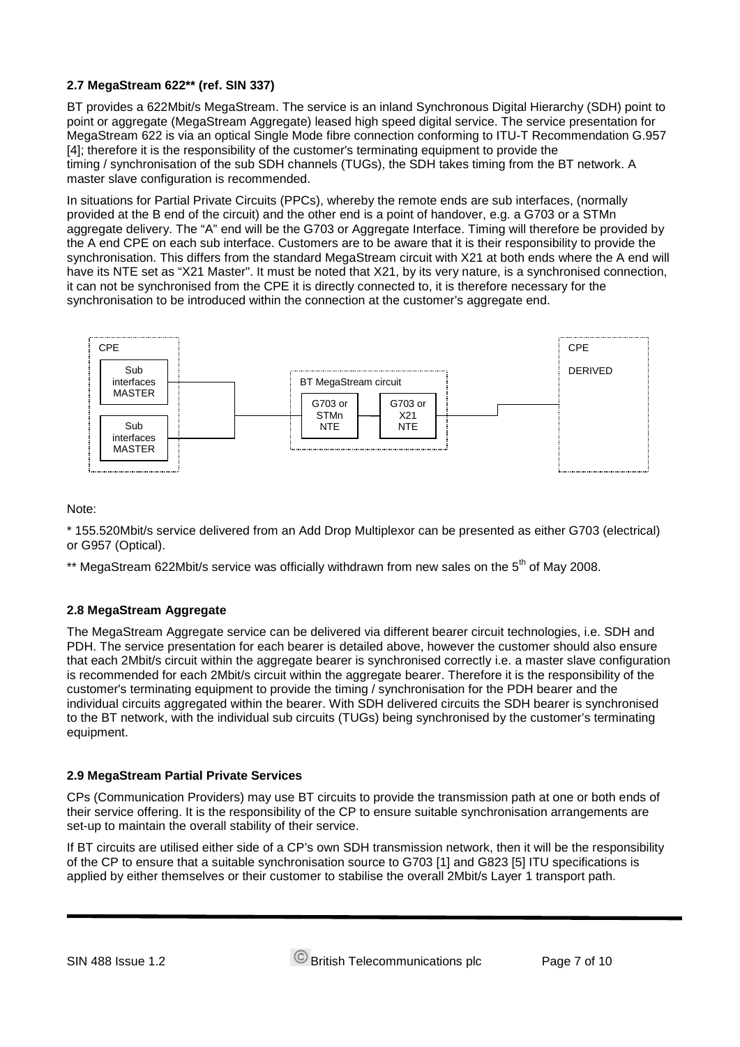### 2.7 MegaStream 622** (ref. SIN 337)

BT provides a 622Mbit/s MegaStream. The service is an inland Synchronous Digital Hierarchy (SDH) point to point or aggregate (MegaStream Aggregate) leased high speed digital service. The service presentation for MegaStream 622 is via an optical Single Mode fibre connection conforming to ITU-T Recommendation G.957 [4]; therefore it is the responsibility of the customer's terminating equipment to provide the timing / synchronisation of the sub SDH channels (TUGs), the SDH takes timing from the BT network. A master slave configuration is recommended.

In situations for Partial Private Circuits (PPCs), whereby the remote ends are sub interfaces, (normally provided at the B end of the circuit) and the other end is a point of handover, e.g. a G703 or a STMn aggregate delivery. The "A" end will be the G703 or Aggregate Interface. Timing will therefore be provided by the A end CPE on each sub interface. Customers are to be aware that it is their responsibility to provide the synchronisation. This differs from the standard MegaStream circuit with X21 at both ends where the A end will have its NTE set as "X21 Master". It must be noted that X21, by its very nature, is a synchronised connection, it can not be synchronised from the CPE it is directly connected to, it is therefore necessary for the synchronisation to be introduced within the connection at the customer's aggregate end.

CPE: Sub interfaces MASTER; Sub interfaces MASTER — BT MegaStream circuit: G703 or STMn NTE — G703 or X21 NTE — CPE DERIVED

Note:

* 155.520Mbit/s service delivered from an Add Drop Multiplexor can be presented as either G703 (electrical) or G957 (Optical).

** MegaStream 622Mbit/s service was officially withdrawn from new sales on the 5th of May 2008.

### 2.8 MegaStream Aggregate

The MegaStream Aggregate service can be delivered via different bearer circuit technologies, i.e. SDH and PDH. The service presentation for each bearer is detailed above, however the customer should also ensure that each 2Mbit/s circuit within the aggregate bearer is synchronised correctly i.e. a master slave configuration is recommended for each 2Mbit/s circuit within the aggregate bearer. Therefore it is the responsibility of the customer's terminating equipment to provide the timing / synchronisation for the PDH bearer and the individual circuits aggregated within the bearer. With SDH delivered circuits the SDH bearer is synchronised to the BT network, with the individual sub circuits (TUGs) being synchronised by the customer's terminating equipment.

### 2.9 MegaStream Partial Private Services

CPs (Communication Providers) may use BT circuits to provide the transmission path at one or both ends of their service offering. It is the responsibility of the CP to ensure suitable synchronisation arrangements are set-up to maintain the overall stability of their service.

If BT circuits are utilised either side of a CP's own SDH transmission network, then it will be the responsibility of the CP to ensure that a suitable synchronisation source to G703 [1] and G823 [5] ITU specifications is applied by either themselves or their customer to stabilise the overall 2Mbit/s Layer 1 transport path.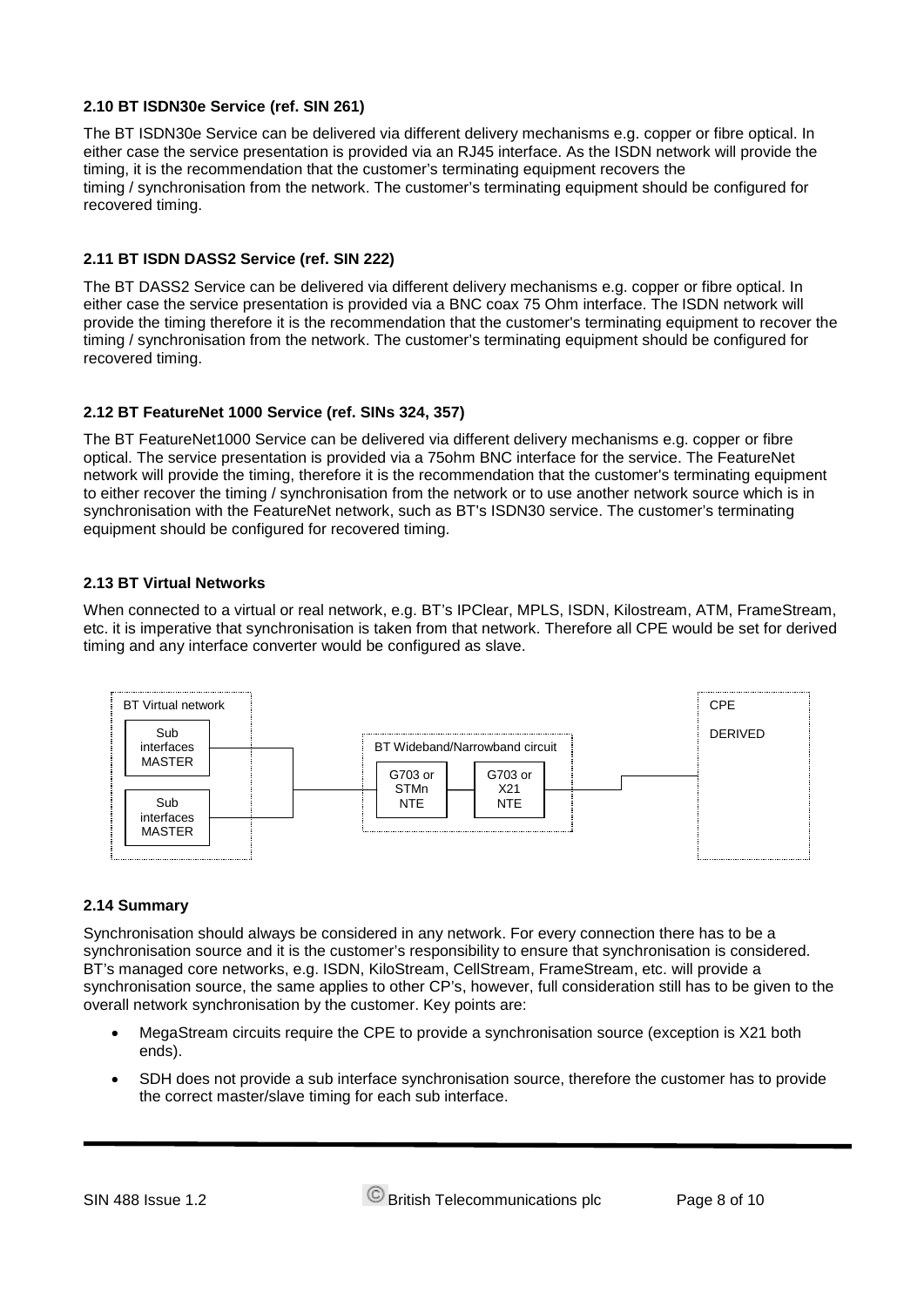### 2.10 BT ISDN30e Service (ref. SIN 261)

The BT ISDN30e Service can be delivered via different delivery mechanisms e.g. copper or fibre optical. In either case the service presentation is provided via an RJ45 interface. As the ISDN network will provide the timing, it is the recommendation that the customer's terminating equipment recovers the timing / synchronisation from the network. The customer's terminating equipment should be configured for recovered timing.

### 2.11 BT ISDN DASS2 Service (ref. SIN 222)

The BT DASS2 Service can be delivered via different delivery mechanisms e.g. copper or fibre optical. In either case the service presentation is provided via a BNC coax 75 Ohm interface. The ISDN network will provide the timing therefore it is the recommendation that the customer's terminating equipment to recover the timing / synchronisation from the network. The customer's terminating equipment should be configured for recovered timing.

### 2.12 BT FeatureNet 1000 Service (ref. SINs 324, 357)

The BT FeatureNet1000 Service can be delivered via different delivery mechanisms e.g. copper or fibre optical. The service presentation is provided via a 75ohm BNC interface for the service. The FeatureNet network will provide the timing, therefore it is the recommendation that the customer's terminating equipment to either recover the timing / synchronisation from the network or to use another network source which is in synchronisation with the FeatureNet network, such as BT's ISDN30 service. The customer's terminating equipment should be configured for recovered timing.

### 2.13 BT Virtual Networks

When connected to a virtual or real network, e.g. BT's IPClear, MPLS, ISDN, Kilostream, ATM, FrameStream, etc. it is imperative that synchronisation is taken from that network. Therefore all CPE would be set for derived timing and any interface converter would be configured as slave.

BT Virtual network: Sub interfaces MASTER; Sub interfaces MASTER — BT Wideband/Narrowband circuit: G703 or STMn NTE — G703 or X21 NTE — CPE DERIVED

### 2.14 Summary

Synchronisation should always be considered in any network. For every connection there has to be a synchronisation source and it is the customer's responsibility to ensure that synchronisation is considered. BT's managed core networks, e.g. ISDN, KiloStream, CellStream, FrameStream, etc. will provide a synchronisation source, the same applies to other CP's, however, full consideration still has to be given to the overall network synchronisation by the customer. Key points are:

- MegaStream circuits require the CPE to provide a synchronisation source (exception is X21 both ends).
- SDH does not provide a sub interface synchronisation source, therefore the customer has to provide the correct master/slave timing for each sub interface.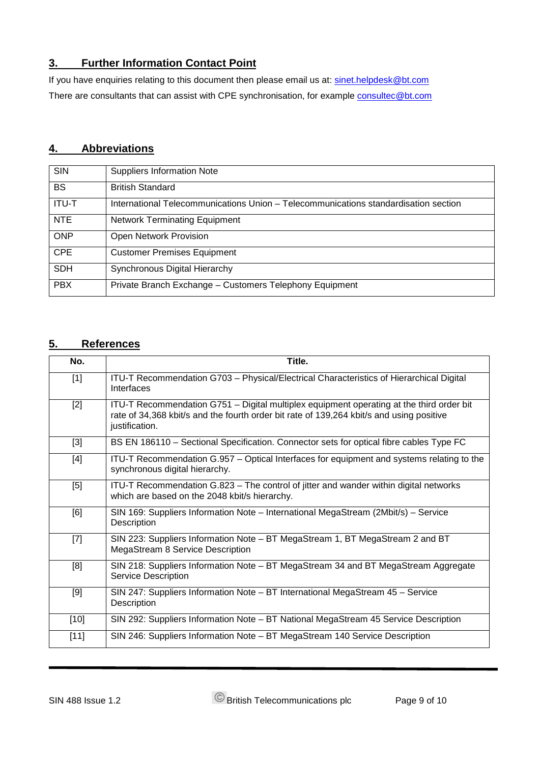## 3. Further Information Contact Point

If you have enquiries relating to this document then please email us at: sinet.helpdesk@bt.com

There are consultants that can assist with CPE synchronisation, for example consultec@bt.com

## 4. Abbreviations

| | |
|---|---|
| SIN | Suppliers Information Note |
| BS | British Standard |
| ITU-T | International Telecommunications Union – Telecommunications standardisation section |
| NTE | Network Terminating Equipment |
| ONP | Open Network Provision |
| CPE | Customer Premises Equipment |
| SDH | Synchronous Digital Hierarchy |
| PBX | Private Branch Exchange – Customers Telephony Equipment |

## 5. References

| No. | Title. |
|---|---|
| [1] | ITU-T Recommendation G703 – Physical/Electrical Characteristics of Hierarchical Digital Interfaces |
| [2] | ITU-T Recommendation G751 – Digital multiplex equipment operating at the third order bit rate of 34,368 kbit/s and the fourth order bit rate of 139,264 kbit/s and using positive justification. |
| [3] | BS EN 186110 – Sectional Specification. Connector sets for optical fibre cables Type FC |
| [4] | ITU-T Recommendation G.957 – Optical Interfaces for equipment and systems relating to the synchronous digital hierarchy. |
| [5] | ITU-T Recommendation G.823 – The control of jitter and wander within digital networks which are based on the 2048 kbit/s hierarchy. |
| [6] | SIN 169: Suppliers Information Note – International MegaStream (2Mbit/s) – Service Description |
| [7] | SIN 223: Suppliers Information Note – BT MegaStream 1, BT MegaStream 2 and BT MegaStream 8 Service Description |
| [8] | SIN 218: Suppliers Information Note – BT MegaStream 34 and BT MegaStream Aggregate Service Description |
| [9] | SIN 247: Suppliers Information Note – BT International MegaStream 45 – Service Description |
| [10] | SIN 292: Suppliers Information Note – BT National MegaStream 45 Service Description |
| [11] | SIN 246: Suppliers Information Note – BT MegaStream 140 Service Description |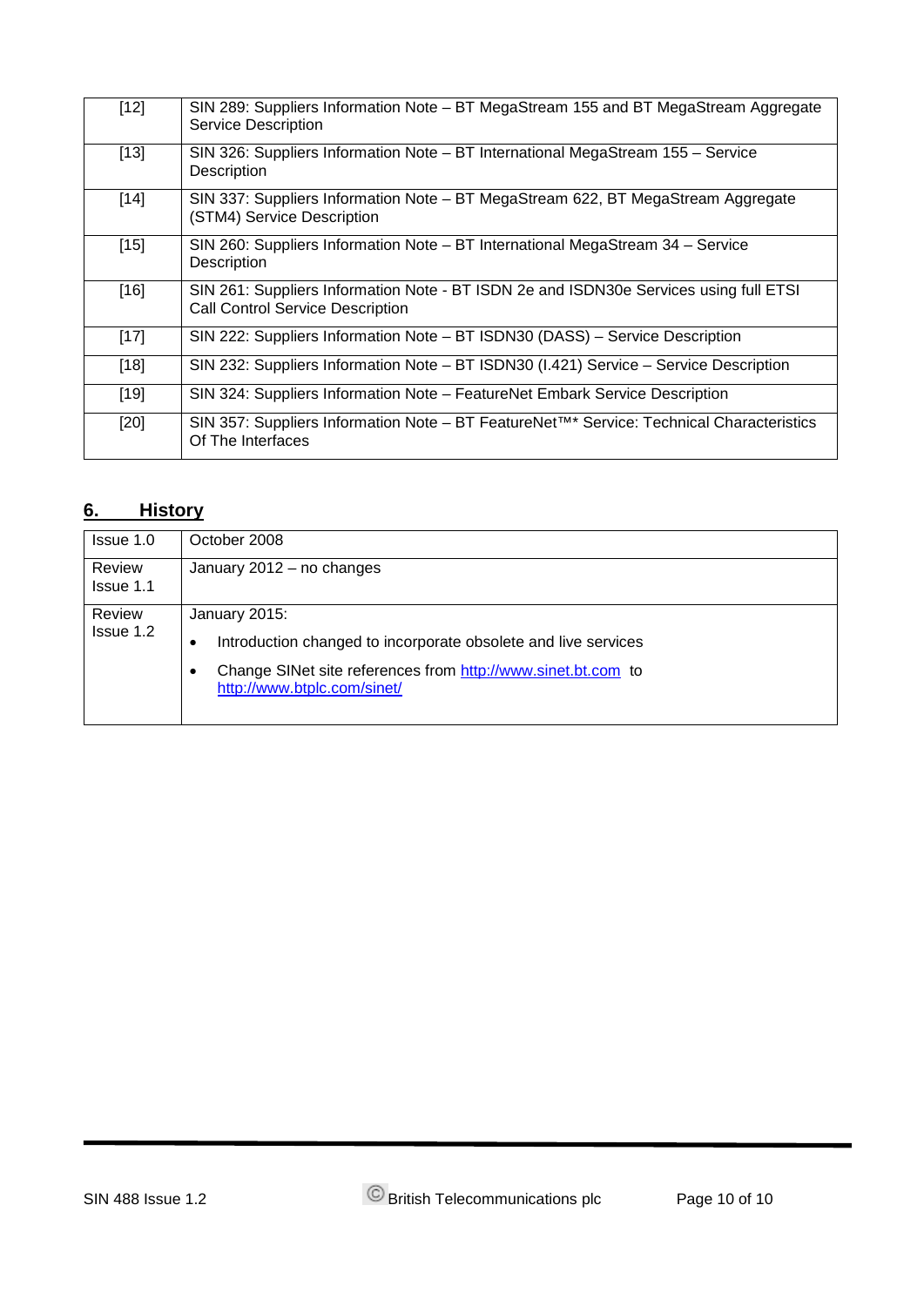| | |
|---|---|
| [12] | SIN 289: Suppliers Information Note – BT MegaStream 155 and BT MegaStream Aggregate Service Description |
| [13] | SIN 326: Suppliers Information Note – BT International MegaStream 155 – Service Description |
| [14] | SIN 337: Suppliers Information Note – BT MegaStream 622, BT MegaStream Aggregate (STM4) Service Description |
| [15] | SIN 260: Suppliers Information Note – BT International MegaStream 34 – Service Description |
| [16] | SIN 261: Suppliers Information Note - BT ISDN 2e and ISDN30e Services using full ETSI Call Control Service Description |
| [17] | SIN 222: Suppliers Information Note – BT ISDN30 (DASS) – Service Description |
| [18] | SIN 232: Suppliers Information Note – BT ISDN30 (I.421) Service – Service Description |
| [19] | SIN 324: Suppliers Information Note – FeatureNet Embark Service Description |
| [20] | SIN 357: Suppliers Information Note – BT FeatureNet™* Service: Technical Characteristics Of The Interfaces |

## 6. History

| | |
|---|---|
| Issue 1.0 | October 2008 |
| Review Issue 1.1 | January 2012 – no changes |
| Review Issue 1.2 | January 2015:<br>• Introduction changed to incorporate obsolete and live services<br>• Change SINet site references from http://www.sinet.bt.com to http://www.btplc.com/sinet/ |